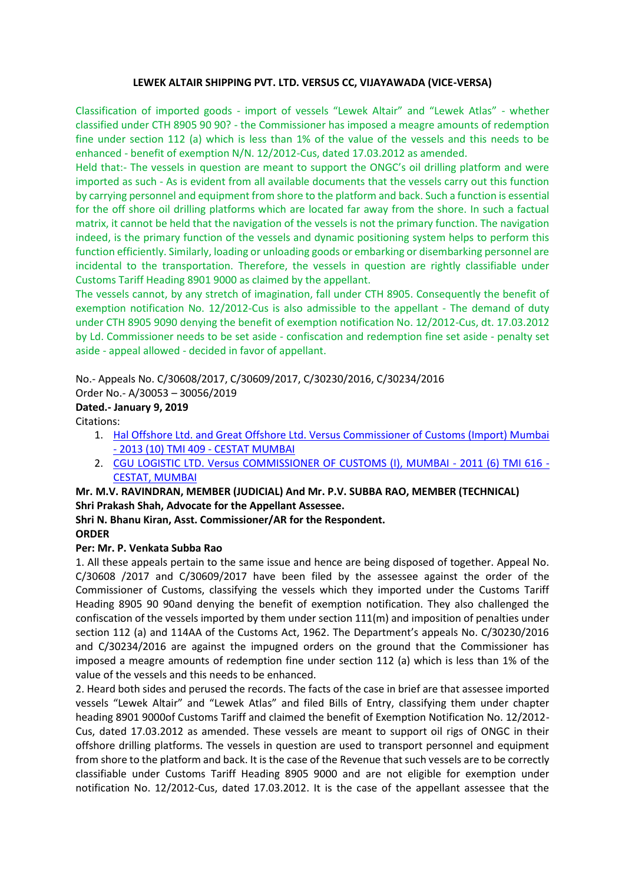**LEWEK ALTAIR SHIPPING PVT. LTD. VERSUS CC, VIJAYAWADA (VICE-VERSA)**

Classification of imported goods - import of vessels "Lewek Altair" and "Lewek Atlas" - whether classified under CTH 8905 90 90? - the Commissioner has imposed a meagre amounts of redemption fine under section 112 (a) which is less than 1% of the value of the vessels and this needs to be enhanced - benefit of exemption N/N. 12/2012-Cus, dated 17.03.2012 as amended.

Held that:- The vessels in question are meant to support the ONGC's oil drilling platform and were imported as such - As is evident from all available documents that the vessels carry out this function by carrying personnel and equipment from shore to the platform and back. Such a function is essential for the off shore oil drilling platforms which are located far away from the shore. In such a factual matrix, it cannot be held that the navigation of the vessels is not the primary function. The navigation indeed, is the primary function of the vessels and dynamic positioning system helps to perform this function efficiently. Similarly, loading or unloading goods or embarking or disembarking personnel are incidental to the transportation. Therefore, the vessels in question are rightly classifiable under Customs Tariff Heading 8901 9000 as claimed by the appellant.

The vessels cannot, by any stretch of imagination, fall under CTH 8905. Consequently the benefit of exemption notification No. 12/2012-Cus is also admissible to the appellant - The demand of duty under CTH 8905 9090 denying the benefit of exemption notification No. 12/2012-Cus, dt. 17.03.2012 by Ld. Commissioner needs to be set aside - confiscation and redemption fine set aside - penalty set aside - appeal allowed - decided in favor of appellant.

No.- Appeals No. C/30608/2017, C/30609/2017, C/30230/2016, C/30234/2016
Order No.- A/30053 – 30056/2019
**Dated.- January 9, 2019**
Citations:

1. Hal Offshore Ltd. and Great Offshore Ltd. Versus Commissioner of Customs (Import) Mumbai - 2013 (10) TMI 409 - CESTAT MUMBAI
2. CGU LOGISTIC LTD. Versus COMMISSIONER OF CUSTOMS (I), MUMBAI - 2011 (6) TMI 616 - CESTAT, MUMBAI

**Mr. M.V. RAVINDRAN, MEMBER (JUDICIAL) And Mr. P.V. SUBBA RAO, MEMBER (TECHNICAL)**
**Shri Prakash Shah, Advocate for the Appellant Assessee.**
**Shri N. Bhanu Kiran, Asst. Commissioner/AR for the Respondent.**
**ORDER**
**Per: Mr. P. Venkata Subba Rao**

1. All these appeals pertain to the same issue and hence are being disposed of together. Appeal No. C/30608 /2017 and C/30609/2017 have been filed by the assessee against the order of the Commissioner of Customs, classifying the vessels which they imported under the Customs Tariff Heading 8905 90 90and denying the benefit of exemption notification. They also challenged the confiscation of the vessels imported by them under section 111(m) and imposition of penalties under section 112 (a) and 114AA of the Customs Act, 1962. The Department's appeals No. C/30230/2016 and C/30234/2016 are against the impugned orders on the ground that the Commissioner has imposed a meagre amounts of redemption fine under section 112 (a) which is less than 1% of the value of the vessels and this needs to be enhanced.

2. Heard both sides and perused the records. The facts of the case in brief are that assessee imported vessels "Lewek Altair" and "Lewek Atlas" and filed Bills of Entry, classifying them under chapter heading 8901 9000of Customs Tariff and claimed the benefit of Exemption Notification No. 12/2012-Cus, dated 17.03.2012 as amended. These vessels are meant to support oil rigs of ONGC in their offshore drilling platforms. The vessels in question are used to transport personnel and equipment from shore to the platform and back. It is the case of the Revenue that such vessels are to be correctly classifiable under Customs Tariff Heading 8905 9000 and are not eligible for exemption under notification No. 12/2012-Cus, dated 17.03.2012. It is the case of the appellant assessee that the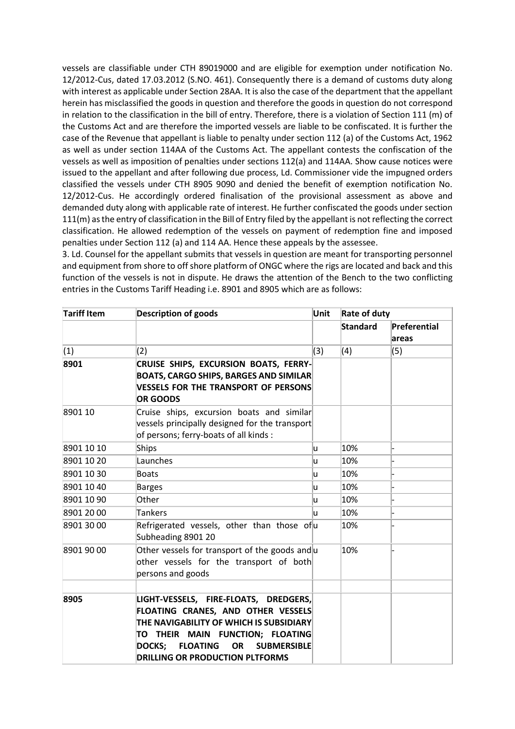vessels are classifiable under CTH 89019000 and are eligible for exemption under notification No. 12/2012-Cus, dated 17.03.2012 (S.NO. 461). Consequently there is a demand of customs duty along with interest as applicable under Section 28AA. It is also the case of the department that the appellant herein has misclassified the goods in question and therefore the goods in question do not correspond in relation to the classification in the bill of entry. Therefore, there is a violation of Section 111 (m) of the Customs Act and are therefore the imported vessels are liable to be confiscated. It is further the case of the Revenue that appellant is liable to penalty under section 112 (a) of the Customs Act, 1962 as well as under section 114AA of the Customs Act. The appellant contests the confiscation of the vessels as well as imposition of penalties under sections 112(a) and 114AA. Show cause notices were issued to the appellant and after following due process, Ld. Commissioner vide the impugned orders classified the vessels under CTH 8905 9090 and denied the benefit of exemption notification No. 12/2012-Cus. He accordingly ordered finalisation of the provisional assessment as above and demanded duty along with applicable rate of interest. He further confiscated the goods under section 111(m) as the entry of classification in the Bill of Entry filed by the appellant is not reflecting the correct classification. He allowed redemption of the vessels on payment of redemption fine and imposed penalties under Section 112 (a) and 114 AA. Hence these appeals by the assessee.

3. Ld. Counsel for the appellant submits that vessels in question are meant for transporting personnel and equipment from shore to off shore platform of ONGC where the rigs are located and back and this function of the vessels is not in dispute. He draws the attention of the Bench to the two conflicting entries in the Customs Tariff Heading i.e. 8901 and 8905 which are as follows:

| **Tariff Item** | **Description of goods** | **Unit** | **Rate of duty** | |
|---|---|---|---|---|
| | | | **Standard** | **Preferential areas** |
| (1) | (2) | (3) | (4) | (5) |
| **8901** | **CRUISE SHIPS, EXCURSION BOATS, FERRY-BOATS, CARGO SHIPS, BARGES AND SIMILAR VESSELS FOR THE TRANSPORT OF PERSONS OR GOODS** | | | |
| 8901 10 | Cruise ships, excursion boats and similar vessels principally designed for the transport of persons; ferry-boats of all kinds : | | | |
| 8901 10 10 | Ships | u | 10% | - |
| 8901 10 20 | Launches | u | 10% | - |
| 8901 10 30 | Boats | u | 10% | - |
| 8901 10 40 | Barges | u | 10% | - |
| 8901 10 90 | Other | u | 10% | - |
| 8901 20 00 | Tankers | u | 10% | - |
| 8901 30 00 | Refrigerated vessels, other than those of Subheading 8901 20 | u | 10% | - |
| 8901 90 00 | Other vessels for transport of the goods and other vessels for the transport of both persons and goods | u | 10% | - |
| | | | | |
| **8905** | **LIGHT-VESSELS, FIRE-FLOATS, DREDGERS, FLOATING CRANES, AND OTHER VESSELS THE NAVIGABILITY OF WHICH IS SUBSIDIARY TO THEIR MAIN FUNCTION; FLOATING DOCKS; FLOATING OR SUBMERSIBLE DRILLING OR PRODUCTION PLTFORMS** | | | |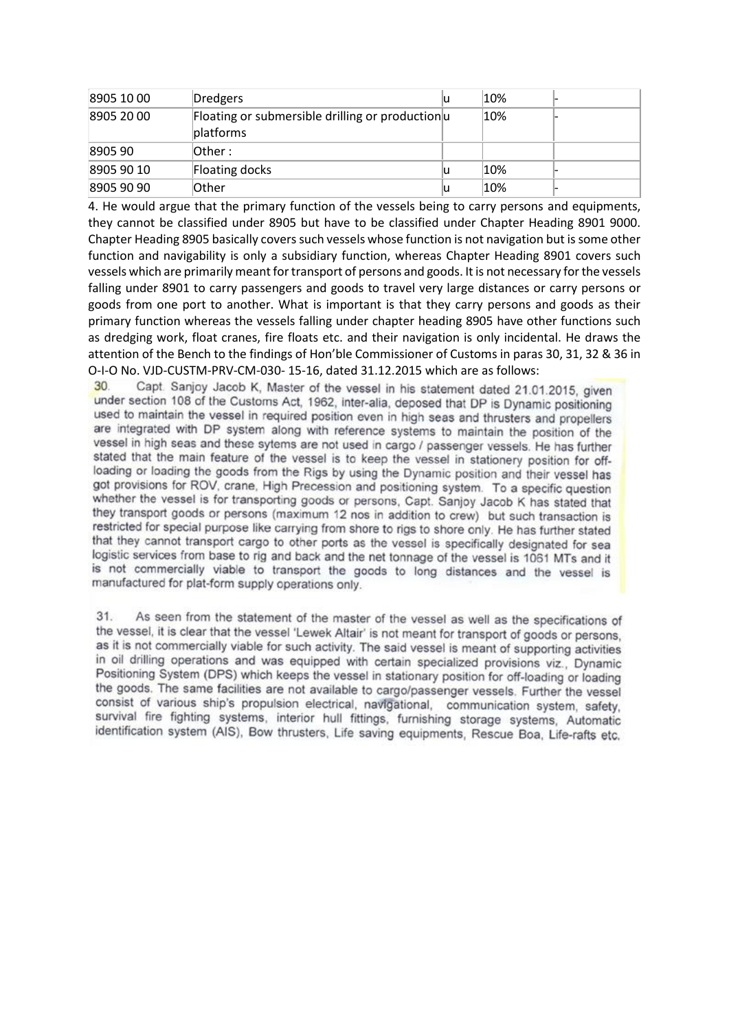| 8905 10 00 | Dredgers | u | 10% | - |
|---|---|---|---|---|
| 8905 20 00 | Floating or submersible drilling or production platforms | u | 10% | - |
| 8905 90 | Other : | | | |
| 8905 90 10 | Floating docks | u | 10% | - |
| 8905 90 90 | Other | u | 10% | - |

4. He would argue that the primary function of the vessels being to carry persons and equipments, they cannot be classified under 8905 but have to be classified under Chapter Heading 8901 9000. Chapter Heading 8905 basically covers such vessels whose function is not navigation but is some other function and navigability is only a subsidiary function, whereas Chapter Heading 8901 covers such vessels which are primarily meant for transport of persons and goods. It is not necessary for the vessels falling under 8901 to carry passengers and goods to travel very large distances or carry persons or goods from one port to another. What is important is that they carry persons and goods as their primary function whereas the vessels falling under chapter heading 8905 have other functions such as dredging work, float cranes, fire floats etc. and their navigation is only incidental. He draws the attention of the Bench to the findings of Hon'ble Commissioner of Customs in paras 30, 31, 32 & 36 in O-I-O No. VJD-CUSTM-PRV-CM-030- 15-16, dated 31.12.2015 which are as follows:

30. Capt. Sanjoy Jacob K, Master of the vessel in his statement dated 21.01.2015, given under section 108 of the Customs Act, 1962, inter-alia, deposed that DP is Dynamic positioning used to maintain the vessel in required position even in high seas and thrusters and propellers are integrated with DP system along with reference systems to maintain the position of the vessel in high seas and these sytems are not used in cargo / passenger vessels. He has further stated that the main feature of the vessel is to keep the vessel in stationery position for off-loading or loading the goods from the Rigs by using the Dynamic position and their vessel has got provisions for ROV, crane, High Precession and positioning system. To a specific question whether the vessel is for transporting goods or persons, Capt. Sanjoy Jacob K has stated that they transport goods or persons (maximum 12 nos in addition to crew) but such transaction is restricted for special purpose like carrying from shore to rigs to shore only. He has further stated that they cannot transport cargo to other ports as the vessel is specifically designated for sea logistic services from base to rig and back and the net tonnage of the vessel is 1061 MTs and it is not commercially viable to transport the goods to long distances and the vessel is manufactured for plat-form supply operations only.

31. As seen from the statement of the master of the vessel as well as the specifications of the vessel, it is clear that the vessel 'Lewek Altair' is not meant for transport of goods or persons, as it is not commercially viable for such activity. The said vessel is meant of supporting activities in oil drilling operations and was equipped with certain specialized provisions viz., Dynamic Positioning System (DPS) which keeps the vessel in stationary position for off-loading or loading the goods. The same facilities are not available to cargo/passenger vessels. Further the vessel consist of various ship's propulsion electrical, navigational, communication system, safety, survival fire fighting systems, interior hull fittings, furnishing storage systems, Automatic identification system (AIS), Bow thrusters, Life saving equipments, Rescue Boa, Life-rafts etc.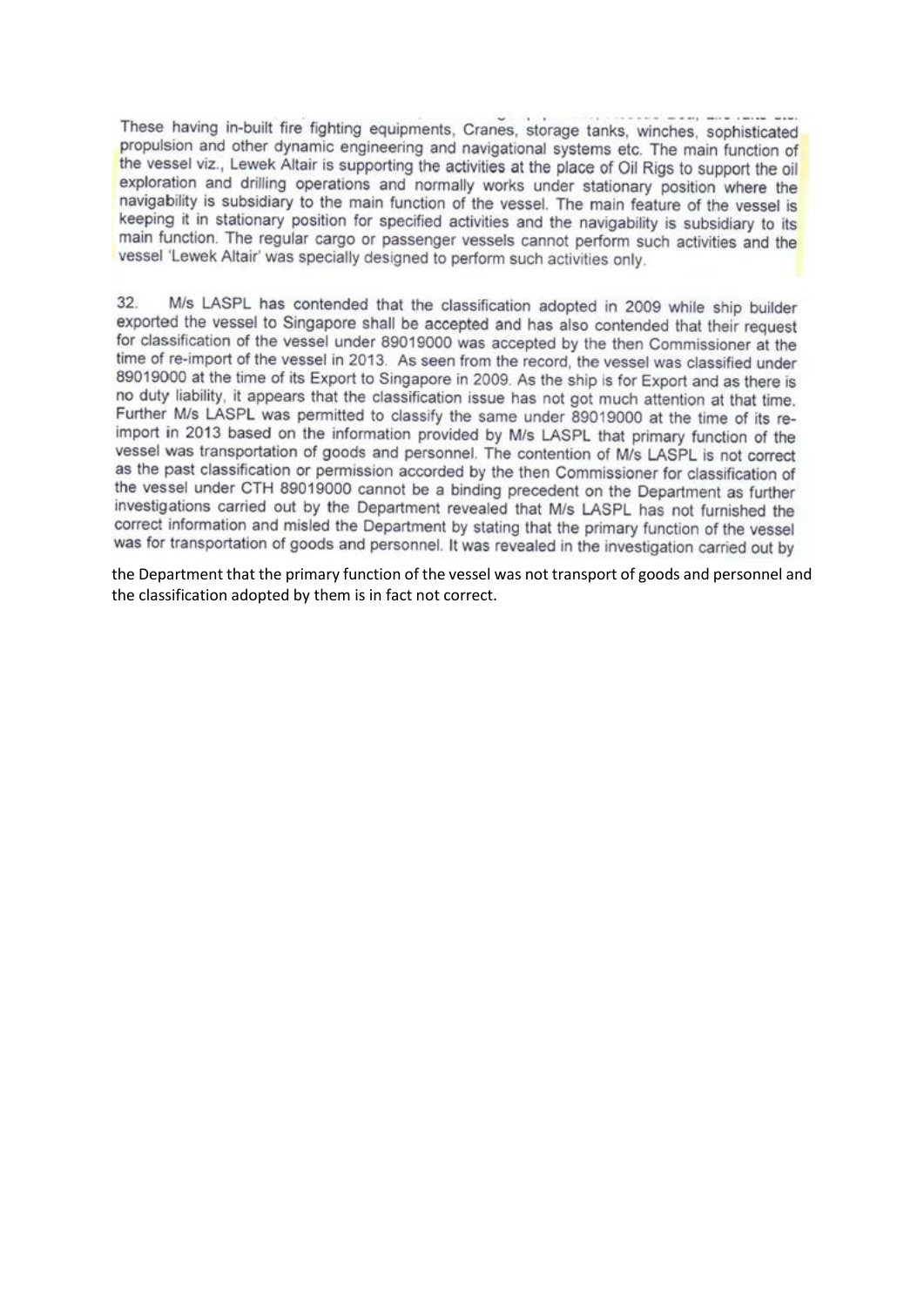These having in-built fire fighting equipments, Cranes, storage tanks, winches, sophisticated propulsion and other dynamic engineering and navigational systems etc. The main function of the vessel viz., Lewek Altair is supporting the activities at the place of Oil Rigs to support the oil exploration and drilling operations and normally works under stationary position where the navigability is subsidiary to the main function of the vessel. The main feature of the vessel is keeping it in stationary position for specified activities and the navigability is subsidiary to its main function. The regular cargo or passenger vessels cannot perform such activities and the vessel 'Lewek Altair' was specially designed to perform such activities only.

32. M/s LASPL has contended that the classification adopted in 2009 while ship builder exported the vessel to Singapore shall be accepted and has also contended that their request for classification of the vessel under 89019000 was accepted by the then Commissioner at the time of re-import of the vessel in 2013. As seen from the record, the vessel was classified under 89019000 at the time of its Export to Singapore in 2009. As the ship is for Export and as there is no duty liability, it appears that the classification issue has not got much attention at that time. Further M/s LASPL was permitted to classify the same under 89019000 at the time of its re-import in 2013 based on the information provided by M/s LASPL that primary function of the vessel was transportation of goods and personnel. The contention of M/s LASPL is not correct as the past classification or permission accorded by the then Commissioner for classification of the vessel under CTH 89019000 cannot be a binding precedent on the Department as further investigations carried out by the Department revealed that M/s LASPL has not furnished the correct information and misled the Department by stating that the primary function of the vessel was for transportation of goods and personnel. It was revealed in the investigation carried out by the Department that the primary function of the vessel was not transport of goods and personnel and the classification adopted by them is in fact not correct.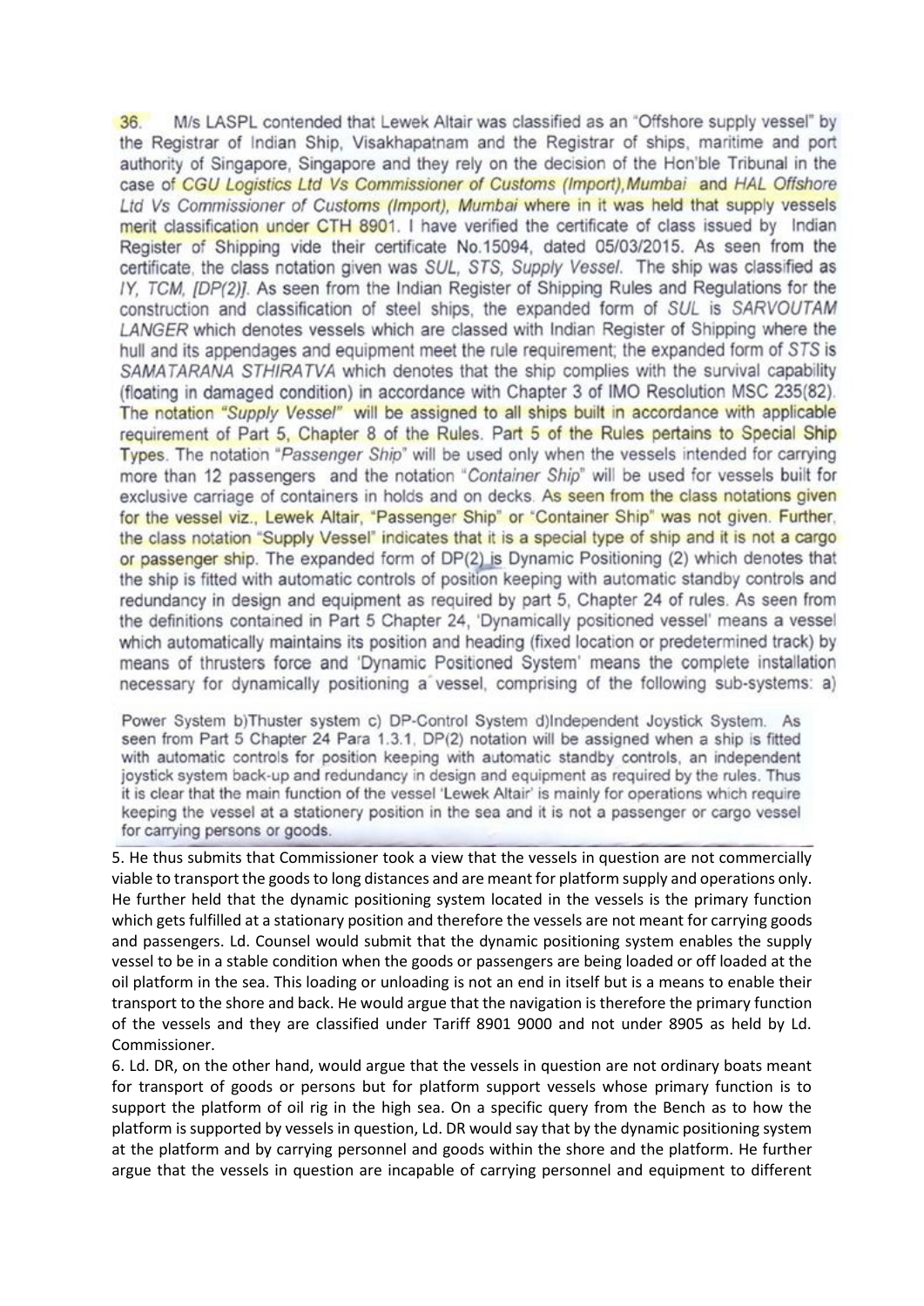36. M/s LASPL contended that Lewek Altair was classified as an "Offshore supply vessel" by the Registrar of Indian Ship, Visakhapatnam and the Registrar of ships, maritime and port authority of Singapore, Singapore and they rely on the decision of the Hon'ble Tribunal in the case of *CGU Logistics Ltd Vs Commissioner of Customs (Import), Mumbai* and *HAL Offshore Ltd Vs Commissioner of Customs (Import), Mumbai* where in it was held that supply vessels merit classification under CTH 8901. I have verified the certificate of class issued by Indian Register of Shipping vide their certificate No.15094, dated 05/03/2015. As seen from the certificate, the class notation given was *SUL, STS, Supply Vessel*. The ship was classified as *IY, TCM, [DP(2)]*. As seen from the Indian Register of Shipping Rules and Regulations for the construction and classification of steel ships, the expanded form of *SUL* is *SARVOUTAM LANGER* which denotes vessels which are classed with Indian Register of Shipping where the hull and its appendages and equipment meet the rule requirement; the expanded form of *STS* is *SAMATARANA STHIRATVA* which denotes that the ship complies with the survival capability (floating in damaged condition) in accordance with Chapter 3 of IMO Resolution MSC 235(82). The notation *"Supply Vessel"* will be assigned to all ships built in accordance with applicable requirement of Part 5, Chapter 8 of the Rules. Part 5 of the Rules pertains to Special Ship Types. The notation "*Passenger Ship*" will be used only when the vessels intended for carrying more than 12 passengers and the notation "*Container Ship*" will be used for vessels built for exclusive carriage of containers in holds and on decks. As seen from the class notations given for the vessel viz., Lewek Altair, "Passenger Ship" or "Container Ship" was not given. Further, the class notation "Supply Vessel" indicates that it is a special type of ship and it is not a cargo or passenger ship. The expanded form of DP(2) is Dynamic Positioning (2) which denotes that the ship is fitted with automatic controls of position keeping with automatic standby controls and redundancy in design and equipment as required by part 5, Chapter 24 of rules. As seen from the definitions contained in Part 5 Chapter 24, 'Dynamically positioned vessel' means a vessel which automatically maintains its position and heading (fixed location or predetermined track) by means of thrusters force and 'Dynamic Positioned System' means the complete installation necessary for dynamically positioning a vessel, comprising of the following sub-systems: a) Power System b)Thuster system c) DP-Control System d)Independent Joystick System. As seen from Part 5 Chapter 24 Para 1.3.1, DP(2) notation will be assigned when a ship is fitted with automatic controls for position keeping with automatic standby controls, an independent joystick system back-up and redundancy in design and equipment as required by the rules. Thus it is clear that the main function of the vessel 'Lewek Altair' is mainly for operations which require keeping the vessel at a stationery position in the sea and it is not a passenger or cargo vessel for carrying persons or goods.

5. He thus submits that Commissioner took a view that the vessels in question are not commercially viable to transport the goods to long distances and are meant for platform supply and operations only. He further held that the dynamic positioning system located in the vessels is the primary function which gets fulfilled at a stationary position and therefore the vessels are not meant for carrying goods and passengers. Ld. Counsel would submit that the dynamic positioning system enables the supply vessel to be in a stable condition when the goods or passengers are being loaded or off loaded at the oil platform in the sea. This loading or unloading is not an end in itself but is a means to enable their transport to the shore and back. He would argue that the navigation is therefore the primary function of the vessels and they are classified under Tariff 8901 9000 and not under 8905 as held by Ld. Commissioner.

6. Ld. DR, on the other hand, would argue that the vessels in question are not ordinary boats meant for transport of goods or persons but for platform support vessels whose primary function is to support the platform of oil rig in the high sea. On a specific query from the Bench as to how the platform is supported by vessels in question, Ld. DR would say that by the dynamic positioning system at the platform and by carrying personnel and goods within the shore and the platform. He further argue that the vessels in question are incapable of carrying personnel and equipment to different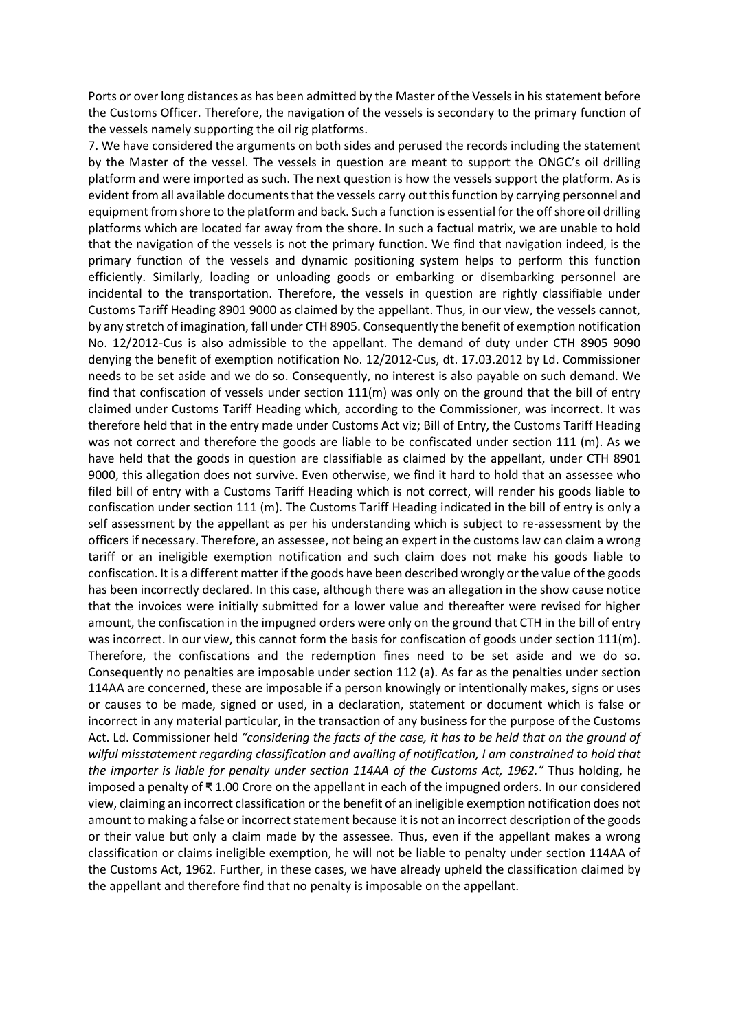Ports or over long distances as has been admitted by the Master of the Vessels in his statement before the Customs Officer. Therefore, the navigation of the vessels is secondary to the primary function of the vessels namely supporting the oil rig platforms.

7. We have considered the arguments on both sides and perused the records including the statement by the Master of the vessel. The vessels in question are meant to support the ONGC's oil drilling platform and were imported as such. The next question is how the vessels support the platform. As is evident from all available documents that the vessels carry out this function by carrying personnel and equipment from shore to the platform and back. Such a function is essential for the off shore oil drilling platforms which are located far away from the shore. In such a factual matrix, we are unable to hold that the navigation of the vessels is not the primary function. We find that navigation indeed, is the primary function of the vessels and dynamic positioning system helps to perform this function efficiently. Similarly, loading or unloading goods or embarking or disembarking personnel are incidental to the transportation. Therefore, the vessels in question are rightly classifiable under Customs Tariff Heading 8901 9000 as claimed by the appellant. Thus, in our view, the vessels cannot, by any stretch of imagination, fall under CTH 8905. Consequently the benefit of exemption notification No. 12/2012-Cus is also admissible to the appellant. The demand of duty under CTH 8905 9090 denying the benefit of exemption notification No. 12/2012-Cus, dt. 17.03.2012 by Ld. Commissioner needs to be set aside and we do so. Consequently, no interest is also payable on such demand. We find that confiscation of vessels under section 111(m) was only on the ground that the bill of entry claimed under Customs Tariff Heading which, according to the Commissioner, was incorrect. It was therefore held that in the entry made under Customs Act viz; Bill of Entry, the Customs Tariff Heading was not correct and therefore the goods are liable to be confiscated under section 111 (m). As we have held that the goods in question are classifiable as claimed by the appellant, under CTH 8901 9000, this allegation does not survive. Even otherwise, we find it hard to hold that an assessee who filed bill of entry with a Customs Tariff Heading which is not correct, will render his goods liable to confiscation under section 111 (m). The Customs Tariff Heading indicated in the bill of entry is only a self assessment by the appellant as per his understanding which is subject to re-assessment by the officers if necessary. Therefore, an assessee, not being an expert in the customs law can claim a wrong tariff or an ineligible exemption notification and such claim does not make his goods liable to confiscation. It is a different matter if the goods have been described wrongly or the value of the goods has been incorrectly declared. In this case, although there was an allegation in the show cause notice that the invoices were initially submitted for a lower value and thereafter were revised for higher amount, the confiscation in the impugned orders were only on the ground that CTH in the bill of entry was incorrect. In our view, this cannot form the basis for confiscation of goods under section 111(m). Therefore, the confiscations and the redemption fines need to be set aside and we do so. Consequently no penalties are imposable under section 112 (a). As far as the penalties under section 114AA are concerned, these are imposable if a person knowingly or intentionally makes, signs or uses or causes to be made, signed or used, in a declaration, statement or document which is false or incorrect in any material particular, in the transaction of any business for the purpose of the Customs Act. Ld. Commissioner held *"considering the facts of the case, it has to be held that on the ground of wilful misstatement regarding classification and availing of notification, I am constrained to hold that the importer is liable for penalty under section 114AA of the Customs Act, 1962."* Thus holding, he imposed a penalty of ₹ 1.00 Crore on the appellant in each of the impugned orders. In our considered view, claiming an incorrect classification or the benefit of an ineligible exemption notification does not amount to making a false or incorrect statement because it is not an incorrect description of the goods or their value but only a claim made by the assessee. Thus, even if the appellant makes a wrong classification or claims ineligible exemption, he will not be liable to penalty under section 114AA of the Customs Act, 1962. Further, in these cases, we have already upheld the classification claimed by the appellant and therefore find that no penalty is imposable on the appellant.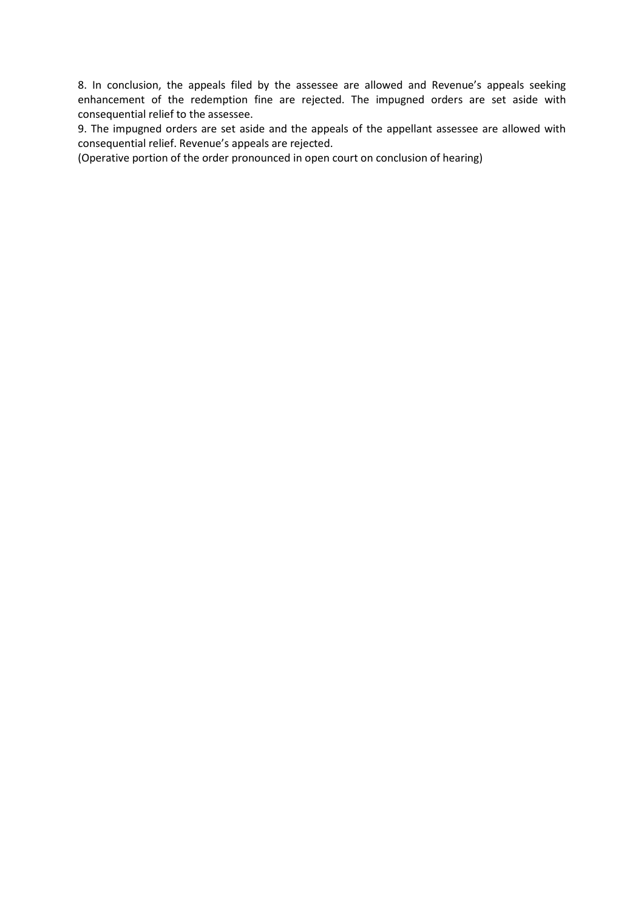8. In conclusion, the appeals filed by the assessee are allowed and Revenue's appeals seeking enhancement of the redemption fine are rejected. The impugned orders are set aside with consequential relief to the assessee.

9. The impugned orders are set aside and the appeals of the appellant assessee are allowed with consequential relief. Revenue's appeals are rejected.

(Operative portion of the order pronounced in open court on conclusion of hearing)